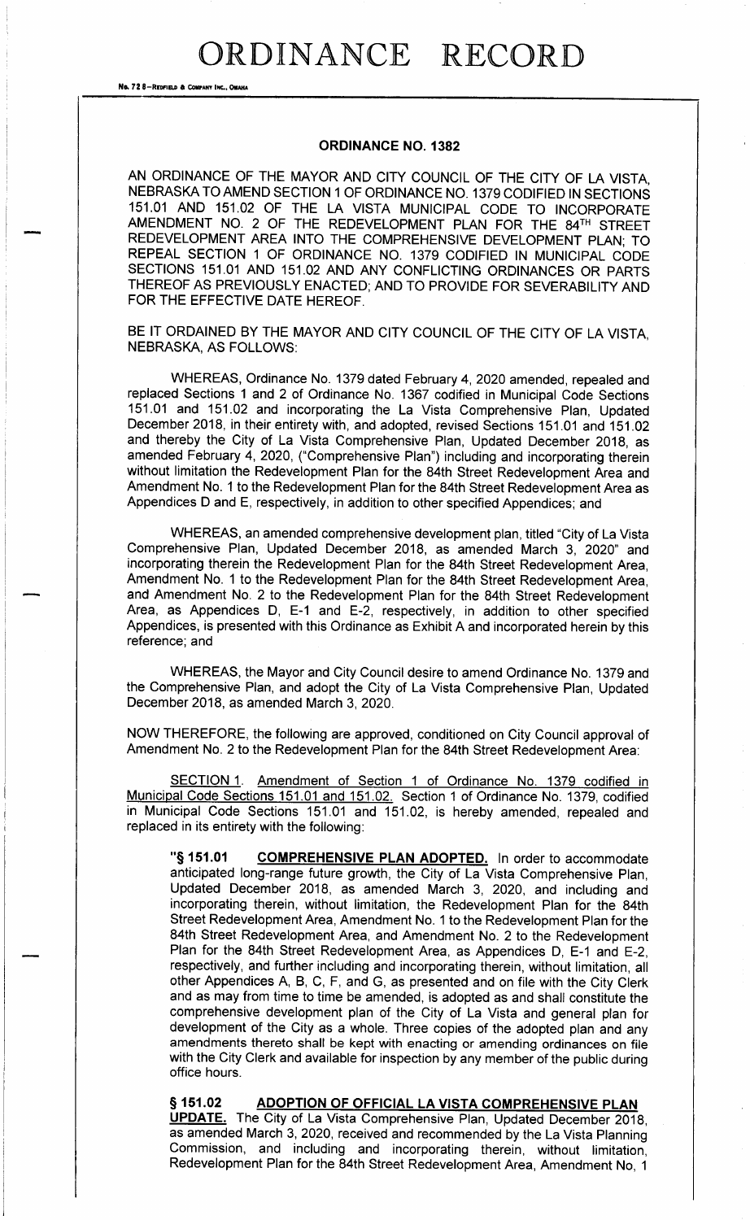# ORDINANCE RECORD

No. 72 8—REDFIELD & COMPANY INC., OMAHA

## ORDINANCE NO. 1382

AN ORDINANCE OF THE MAYOR AND CITY COUNCIL OF THE CITY OF LA VISTA, NEBRASKA TO AMEND SECTION 1 OF ORDINANCE NO. 1379 CODIFIED IN SECTIONS 151.01 AND 151.02 OF THE LA VISTA MUNICIPAL CODE TO INCORPORATE AMENDMENT NO. 2 OF THE REDEVELOPMENT PLAN FOR THE 84TH STREET REDEVELOPMENT AREA INTO THE COMPREHENSIVE DEVELOPMENT PLAN; TO REPEAL SECTION 1 OF ORDINANCE NO. 1379 CODIFIED IN MUNICIPAL CODE SECTIONS 151.01 AND 151.02 AND ANY CONFLICTING ORDINANCES OR PARTS THEREOF AS PREVIOUSLY ENACTED; AND TO PROVIDE FOR SEVERABILITY AND FOR THE EFFECTIVE DATE HEREOF.

BE IT ORDAINED BY THE MAYOR AND CITY COUNCIL OF THE CITY OF LA VISTA, NEBRASKA, AS FOLLOWS:

WHEREAS, Ordinance No. 1379 dated February 4, 2020 amended, repealed and replaced Sections 1 and 2 of Ordinance No. 1367 codified in Municipal Code Sections 151.01 and 151.02 and incorporating the La Vista Comprehensive Plan, Updated December 2018, in their entirety with, and adopted, revised Sections 151.01 and 151.02 and thereby the City of La Vista Comprehensive Plan, Updated December 2018, as amended February 4, 2020, ("Comprehensive Plan") including and incorporating therein without limitation the Redevelopment Plan for the 84th Street Redevelopment Area and Amendment No. 1 to the Redevelopment Plan for the 84th Street Redevelopment Area as Appendices D and E, respectively, in addition to other specified Appendices; and

WHEREAS, an amended comprehensive development plan, titled "City of La Vista Comprehensive Plan, Updated December 2018, as amended March 3, 2020" and incorporating therein the Redevelopment Plan for the 84th Street Redevelopment Area, Amendment No. 1 to the Redevelopment Plan for the 84th Street Redevelopment Area, and Amendment No. 2 to the Redevelopment Plan for the 84th Street Redevelopment Area, as Appendices D, E-1 and E-2, respectively, in addition to other specified Appendices, is presented with this Ordinance as Exhibit A and incorporated herein by this reference; and

WHEREAS, the Mayor and City Council desire to amend Ordinance No. 1379 and the Comprehensive Plan, and adopt the City of La Vista Comprehensive Plan, Updated December 2018, as amended March 3, 2020.

NOW THEREFORE, the following are approved, conditioned on City Council approval of Amendment No. 2 to the Redevelopment Plan for the 84th Street Redevelopment Area:

SECTION 1. Amendment of Section 1 of Ordinance No. 1379 codified in Municipal Code Sections 151.01 and 151.02. Section 1 of Ordinance No. 1379, codified in Municipal Code Sections 151.01 and 151.02, is hereby amended, repealed and replaced in its entirety with the following:

"**§ 151.01 COMPREHENSIVE PLAN ADOPTED.** In order to accommodate anticipated long-range future growth, the City of La Vista Comprehensive Plan, Updated December 2018, as amended March 3, 2020, and including and incorporating therein, without limitation, the Redevelopment Plan for the 84th Street Redevelopment Area, Amendment No. 1 to the Redevelopment Plan for the 84th Street Redevelopment Area, and Amendment No. 2 to the Redevelopment Plan for the 84th Street Redevelopment Area, as Appendices D, E-1 and E-2, respectively, and further including and incorporating therein, without limitation, all other Appendices A, B, C, F, and G, as presented and on file with the City Clerk and as may from time to time be amended, is adopted as and shall constitute the comprehensive development plan of the City of La Vista and general plan for development of the City as a whole. Three copies of the adopted plan and any amendments thereto shall be kept with enacting or amending ordinances on file with the City Clerk and available for inspection by any member of the public during office hours.

**§ 151.02 ADOPTION OF OFFICIAL LA VISTA COMPREHENSIVE PLAN UPDATE.** The City of La Vista Comprehensive Plan, Updated December 2018, as amended March 3, 2020, received and recommended by the La Vista Planning Commission, and including and incorporating therein, without limitation, Redevelopment Plan for the 84th Street Redevelopment Area, Amendment No, 1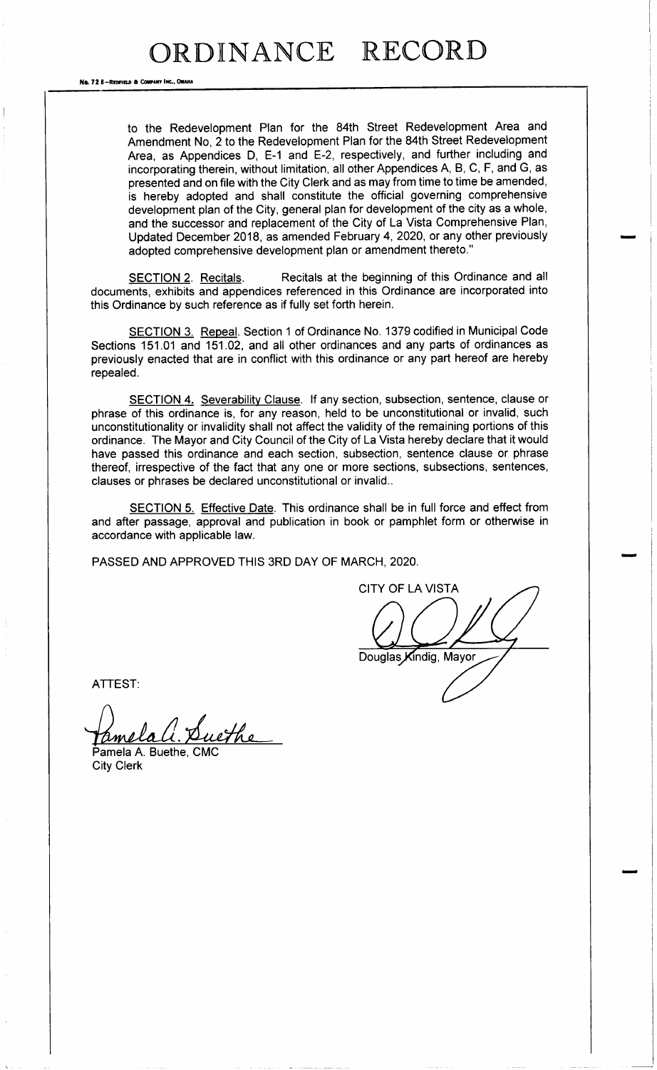to the Redevelopment Plan for the 84th Street Redevelopment Area and Amendment No, 2 to the Redevelopment Plan for the 84th Street Redevelopment Area, as Appendices D, E-1 and E-2, respectively, and further including and incorporating therein, without limitation, all other Appendices A, B, C, F, and G, as presented and on file with the City Clerk and as may from time to time be amended, is hereby adopted and shall constitute the official governing comprehensive development plan of the City, general plan for development of the city as a whole, and the successor and replacement of the City of La Vista Comprehensive Plan, Updated December 2018, as amended February 4, 2020, or any other previously adopted comprehensive development plan or amendment thereto."

SECTION 2. Recitals. Recitals at the beginning of this Ordinance and all documents, exhibits and appendices referenced in this Ordinance are incorporated into this Ordinance by such reference as if fully set forth herein.

SECTION 3. Repeal. Section 1 of Ordinance No. 1379 codified in Municipal Code Sections 151.01 and 151.02, and all other ordinances and any parts of ordinances as previously enacted that are in conflict with this ordinance or any part hereof are hereby repealed.

SECTION 4. Severability Clause. If any section, subsection, sentence, clause or phrase of this ordinance is, for any reason, held to be unconstitutional or invalid, such unconstitutionality or invalidity shall not affect the validity of the remaining portions of this ordinance. The Mayor and City Council of the City of La Vista hereby declare that it would have passed this ordinance and each section, subsection, sentence clause or phrase thereof, irrespective of the fact that any one or more sections, subsections, sentences, clauses or phrases be declared unconstitutional or invalid..

SECTION 5. Effective Date. This ordinance shall be in full force and effect from and after passage, approval and publication in book or pamphlet form or otherwise in accordance with applicable law.

PASSED AND APPROVED THIS 3RD DAY OF MARCH, 2020.

CITY OF LA VISTA

Douglas Kindig, Mayor

ATTEST:

Pamela A. Buethe, CMC
City Clerk